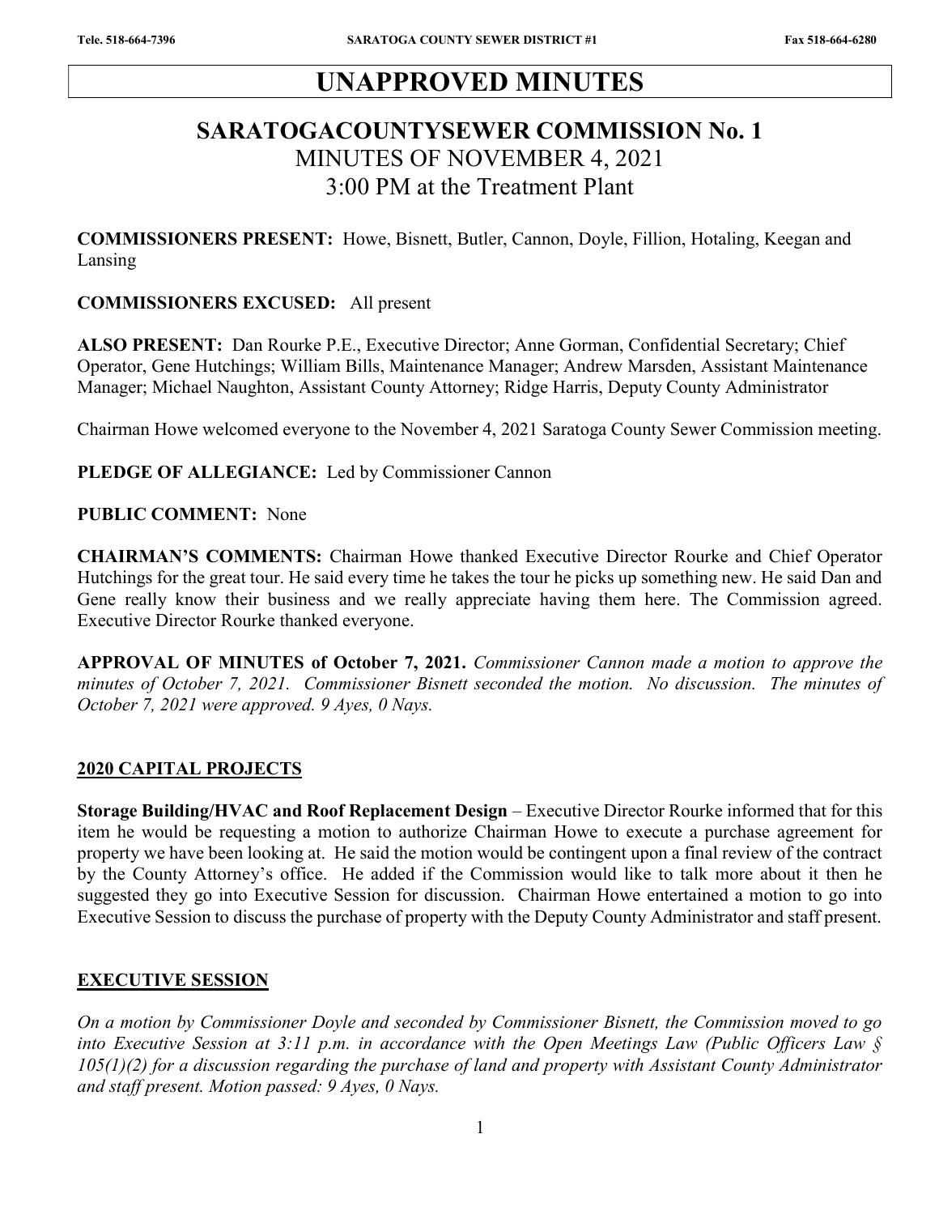# UNAPPROVED MINUTES

## SARATOGACOUNTYSEWER COMMISSION No. 1
MINUTES OF NOVEMBER 4, 2021
3:00 PM at the Treatment Plant

**COMMISSIONERS PRESENT:** Howe, Bisnett, Butler, Cannon, Doyle, Fillion, Hotaling, Keegan and Lansing

**COMMISSIONERS EXCUSED:** All present

**ALSO PRESENT:** Dan Rourke P.E., Executive Director; Anne Gorman, Confidential Secretary; Chief Operator, Gene Hutchings; William Bills, Maintenance Manager; Andrew Marsden, Assistant Maintenance Manager; Michael Naughton, Assistant County Attorney; Ridge Harris, Deputy County Administrator

Chairman Howe welcomed everyone to the November 4, 2021 Saratoga County Sewer Commission meeting.

**PLEDGE OF ALLEGIANCE:** Led by Commissioner Cannon

**PUBLIC COMMENT:** None

**CHAIRMAN'S COMMENTS:** Chairman Howe thanked Executive Director Rourke and Chief Operator Hutchings for the great tour. He said every time he takes the tour he picks up something new. He said Dan and Gene really know their business and we really appreciate having them here. The Commission agreed. Executive Director Rourke thanked everyone.

**APPROVAL OF MINUTES of October 7, 2021.** *Commissioner Cannon made a motion to approve the minutes of October 7, 2021. Commissioner Bisnett seconded the motion. No discussion. The minutes of October 7, 2021 were approved. 9 Ayes, 0 Nays.*

**2020 CAPITAL PROJECTS**

**Storage Building/HVAC and Roof Replacement Design** – Executive Director Rourke informed that for this item he would be requesting a motion to authorize Chairman Howe to execute a purchase agreement for property we have been looking at. He said the motion would be contingent upon a final review of the contract by the County Attorney's office. He added if the Commission would like to talk more about it then he suggested they go into Executive Session for discussion. Chairman Howe entertained a motion to go into Executive Session to discuss the purchase of property with the Deputy County Administrator and staff present.

**EXECUTIVE SESSION**

*On a motion by Commissioner Doyle and seconded by Commissioner Bisnett, the Commission moved to go into Executive Session at 3:11 p.m. in accordance with the Open Meetings Law (Public Officers Law § 105(1)(2) for a discussion regarding the purchase of land and property with Assistant County Administrator and staff present. Motion passed: 9 Ayes, 0 Nays.*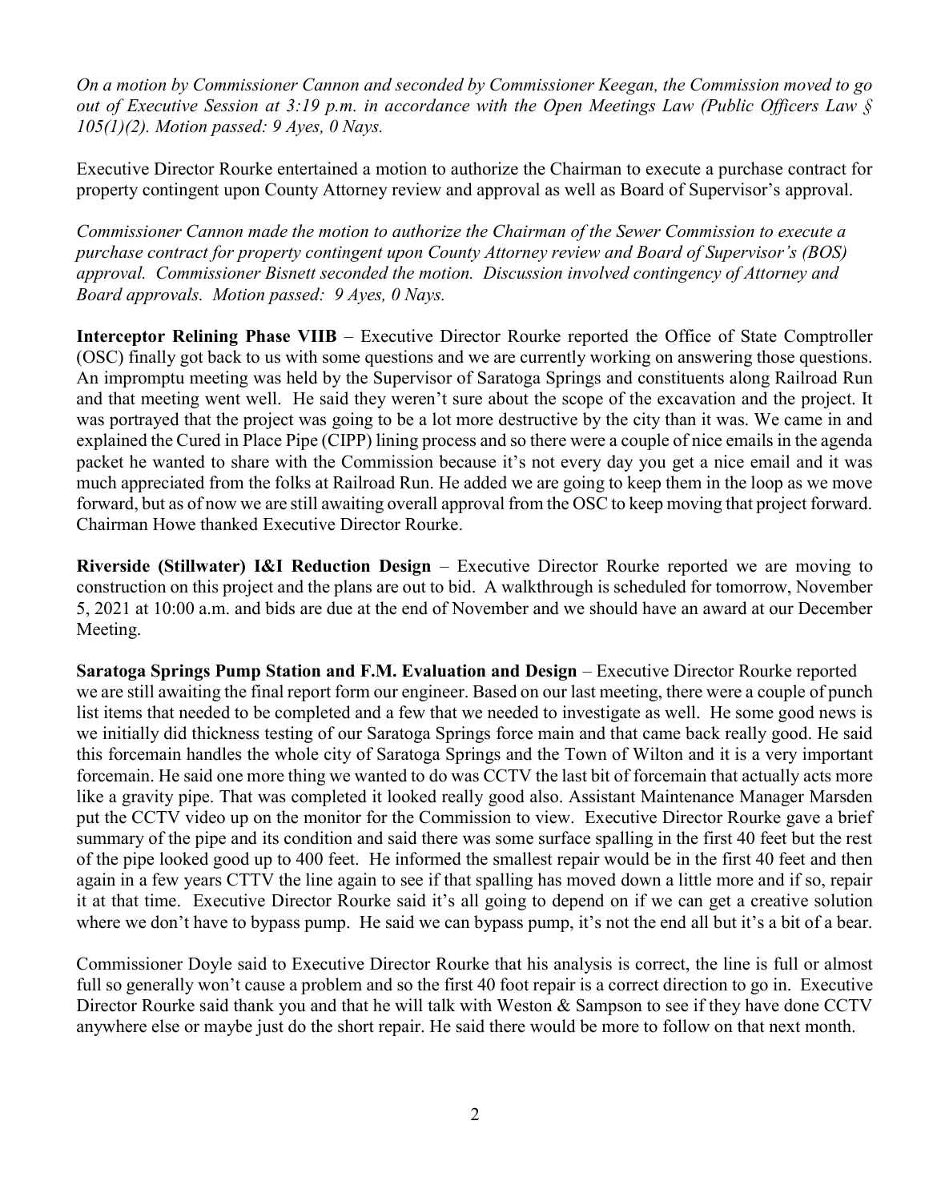*On a motion by Commissioner Cannon and seconded by Commissioner Keegan, the Commission moved to go out of Executive Session at 3:19 p.m. in accordance with the Open Meetings Law (Public Officers Law § 105(1)(2). Motion passed: 9 Ayes, 0 Nays.*

Executive Director Rourke entertained a motion to authorize the Chairman to execute a purchase contract for property contingent upon County Attorney review and approval as well as Board of Supervisor's approval.

*Commissioner Cannon made the motion to authorize the Chairman of the Sewer Commission to execute a purchase contract for property contingent upon County Attorney review and Board of Supervisor's (BOS) approval. Commissioner Bisnett seconded the motion. Discussion involved contingency of Attorney and Board approvals. Motion passed: 9 Ayes, 0 Nays.*

**Interceptor Relining Phase VIIB** – Executive Director Rourke reported the Office of State Comptroller (OSC) finally got back to us with some questions and we are currently working on answering those questions. An impromptu meeting was held by the Supervisor of Saratoga Springs and constituents along Railroad Run and that meeting went well. He said they weren't sure about the scope of the excavation and the project. It was portrayed that the project was going to be a lot more destructive by the city than it was. We came in and explained the Cured in Place Pipe (CIPP) lining process and so there were a couple of nice emails in the agenda packet he wanted to share with the Commission because it's not every day you get a nice email and it was much appreciated from the folks at Railroad Run. He added we are going to keep them in the loop as we move forward, but as of now we are still awaiting overall approval from the OSC to keep moving that project forward. Chairman Howe thanked Executive Director Rourke.

**Riverside (Stillwater) I&I Reduction Design** – Executive Director Rourke reported we are moving to construction on this project and the plans are out to bid. A walkthrough is scheduled for tomorrow, November 5, 2021 at 10:00 a.m. and bids are due at the end of November and we should have an award at our December Meeting.

**Saratoga Springs Pump Station and F.M. Evaluation and Design** – Executive Director Rourke reported we are still awaiting the final report form our engineer. Based on our last meeting, there were a couple of punch list items that needed to be completed and a few that we needed to investigate as well. He some good news is we initially did thickness testing of our Saratoga Springs force main and that came back really good. He said this forcemain handles the whole city of Saratoga Springs and the Town of Wilton and it is a very important forcemain. He said one more thing we wanted to do was CCTV the last bit of forcemain that actually acts more like a gravity pipe. That was completed it looked really good also. Assistant Maintenance Manager Marsden put the CCTV video up on the monitor for the Commission to view. Executive Director Rourke gave a brief summary of the pipe and its condition and said there was some surface spalling in the first 40 feet but the rest of the pipe looked good up to 400 feet. He informed the smallest repair would be in the first 40 feet and then again in a few years CTTV the line again to see if that spalling has moved down a little more and if so, repair it at that time. Executive Director Rourke said it's all going to depend on if we can get a creative solution where we don't have to bypass pump. He said we can bypass pump, it's not the end all but it's a bit of a bear.

Commissioner Doyle said to Executive Director Rourke that his analysis is correct, the line is full or almost full so generally won't cause a problem and so the first 40 foot repair is a correct direction to go in. Executive Director Rourke said thank you and that he will talk with Weston & Sampson to see if they have done CCTV anywhere else or maybe just do the short repair. He said there would be more to follow on that next month.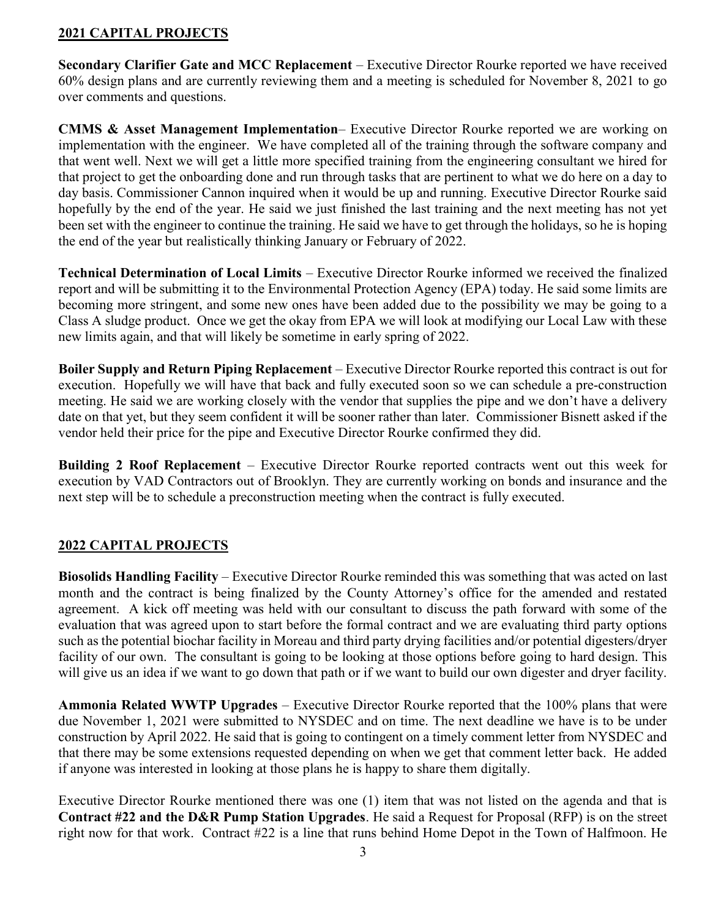## 2021 CAPITAL PROJECTS

**Secondary Clarifier Gate and MCC Replacement** – Executive Director Rourke reported we have received 60% design plans and are currently reviewing them and a meeting is scheduled for November 8, 2021 to go over comments and questions.

**CMMS & Asset Management Implementation**– Executive Director Rourke reported we are working on implementation with the engineer. We have completed all of the training through the software company and that went well. Next we will get a little more specified training from the engineering consultant we hired for that project to get the onboarding done and run through tasks that are pertinent to what we do here on a day to day basis. Commissioner Cannon inquired when it would be up and running. Executive Director Rourke said hopefully by the end of the year. He said we just finished the last training and the next meeting has not yet been set with the engineer to continue the training. He said we have to get through the holidays, so he is hoping the end of the year but realistically thinking January or February of 2022.

**Technical Determination of Local Limits** – Executive Director Rourke informed we received the finalized report and will be submitting it to the Environmental Protection Agency (EPA) today. He said some limits are becoming more stringent, and some new ones have been added due to the possibility we may be going to a Class A sludge product. Once we get the okay from EPA we will look at modifying our Local Law with these new limits again, and that will likely be sometime in early spring of 2022.

**Boiler Supply and Return Piping Replacement** – Executive Director Rourke reported this contract is out for execution. Hopefully we will have that back and fully executed soon so we can schedule a pre-construction meeting. He said we are working closely with the vendor that supplies the pipe and we don't have a delivery date on that yet, but they seem confident it will be sooner rather than later. Commissioner Bisnett asked if the vendor held their price for the pipe and Executive Director Rourke confirmed they did.

**Building 2 Roof Replacement** – Executive Director Rourke reported contracts went out this week for execution by VAD Contractors out of Brooklyn. They are currently working on bonds and insurance and the next step will be to schedule a preconstruction meeting when the contract is fully executed.

## 2022 CAPITAL PROJECTS

**Biosolids Handling Facility** – Executive Director Rourke reminded this was something that was acted on last month and the contract is being finalized by the County Attorney's office for the amended and restated agreement. A kick off meeting was held with our consultant to discuss the path forward with some of the evaluation that was agreed upon to start before the formal contract and we are evaluating third party options such as the potential biochar facility in Moreau and third party drying facilities and/or potential digesters/dryer facility of our own. The consultant is going to be looking at those options before going to hard design. This will give us an idea if we want to go down that path or if we want to build our own digester and dryer facility.

**Ammonia Related WWTP Upgrades** – Executive Director Rourke reported that the 100% plans that were due November 1, 2021 were submitted to NYSDEC and on time. The next deadline we have is to be under construction by April 2022. He said that is going to contingent on a timely comment letter from NYSDEC and that there may be some extensions requested depending on when we get that comment letter back. He added if anyone was interested in looking at those plans he is happy to share them digitally.

Executive Director Rourke mentioned there was one (1) item that was not listed on the agenda and that is **Contract #22 and the D&R Pump Station Upgrades**. He said a Request for Proposal (RFP) is on the street right now for that work. Contract #22 is a line that runs behind Home Depot in the Town of Halfmoon. He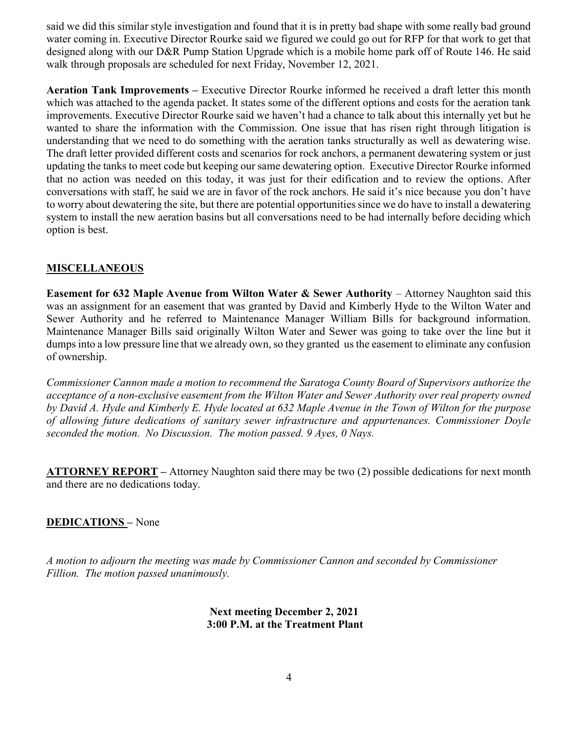said we did this similar style investigation and found that it is in pretty bad shape with some really bad ground water coming in. Executive Director Rourke said we figured we could go out for RFP for that work to get that designed along with our D&R Pump Station Upgrade which is a mobile home park off of Route 146. He said walk through proposals are scheduled for next Friday, November 12, 2021.

**Aeration Tank Improvements –** Executive Director Rourke informed he received a draft letter this month which was attached to the agenda packet. It states some of the different options and costs for the aeration tank improvements. Executive Director Rourke said we haven't had a chance to talk about this internally yet but he wanted to share the information with the Commission. One issue that has risen right through litigation is understanding that we need to do something with the aeration tanks structurally as well as dewatering wise. The draft letter provided different costs and scenarios for rock anchors, a permanent dewatering system or just updating the tanks to meet code but keeping our same dewatering option. Executive Director Rourke informed that no action was needed on this today, it was just for their edification and to review the options. After conversations with staff, he said we are in favor of the rock anchors. He said it's nice because you don't have to worry about dewatering the site, but there are potential opportunities since we do have to install a dewatering system to install the new aeration basins but all conversations need to be had internally before deciding which option is best.

## MISCELLANEOUS

**Easement for 632 Maple Avenue from Wilton Water & Sewer Authority** – Attorney Naughton said this was an assignment for an easement that was granted by David and Kimberly Hyde to the Wilton Water and Sewer Authority and he referred to Maintenance Manager William Bills for background information. Maintenance Manager Bills said originally Wilton Water and Sewer was going to take over the line but it dumps into a low pressure line that we already own, so they granted us the easement to eliminate any confusion of ownership.

*Commissioner Cannon made a motion to recommend the Saratoga County Board of Supervisors authorize the acceptance of a non-exclusive easement from the Wilton Water and Sewer Authority over real property owned by David A. Hyde and Kimberly E. Hyde located at 632 Maple Avenue in the Town of Wilton for the purpose of allowing future dedications of sanitary sewer infrastructure and appurtenances. Commissioner Doyle seconded the motion. No Discussion. The motion passed. 9 Ayes, 0 Nays.*

**ATTORNEY REPORT –** Attorney Naughton said there may be two (2) possible dedications for next month and there are no dedications today.

**DEDICATIONS –** None

*A motion to adjourn the meeting was made by Commissioner Cannon and seconded by Commissioner Fillion. The motion passed unanimously.*

**Next meeting December 2, 2021**
**3:00 P.M. at the Treatment Plant**